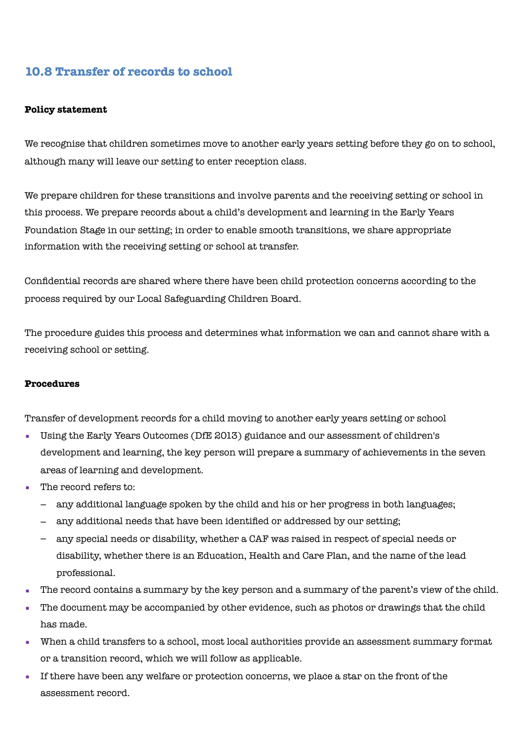## 10.8 Transfer of records to school

**Policy statement**

We recognise that children sometimes move to another early years setting before they go on to school, although many will leave our setting to enter reception class.

We prepare children for these transitions and involve parents and the receiving setting or school in this process. We prepare records about a child's development and learning in the Early Years Foundation Stage in our setting; in order to enable smooth transitions, we share appropriate information with the receiving setting or school at transfer.

Confidential records are shared where there have been child protection concerns according to the process required by our Local Safeguarding Children Board.

The procedure guides this process and determines what information we can and cannot share with a receiving school or setting.

**Procedures**

Transfer of development records for a child moving to another early years setting or school

- Using the Early Years Outcomes (DfE 2013) guidance and our assessment of children's development and learning, the key person will prepare a summary of achievements in the seven areas of learning and development.
- The record refers to:
  - any additional language spoken by the child and his or her progress in both languages;
  - any additional needs that have been identified or addressed by our setting;
  - any special needs or disability, whether a CAF was raised in respect of special needs or disability, whether there is an Education, Health and Care Plan, and the name of the lead professional.
- The record contains a summary by the key person and a summary of the parent's view of the child.
- The document may be accompanied by other evidence, such as photos or drawings that the child has made.
- When a child transfers to a school, most local authorities provide an assessment summary format or a transition record, which we will follow as applicable.
- If there have been any welfare or protection concerns, we place a star on the front of the assessment record.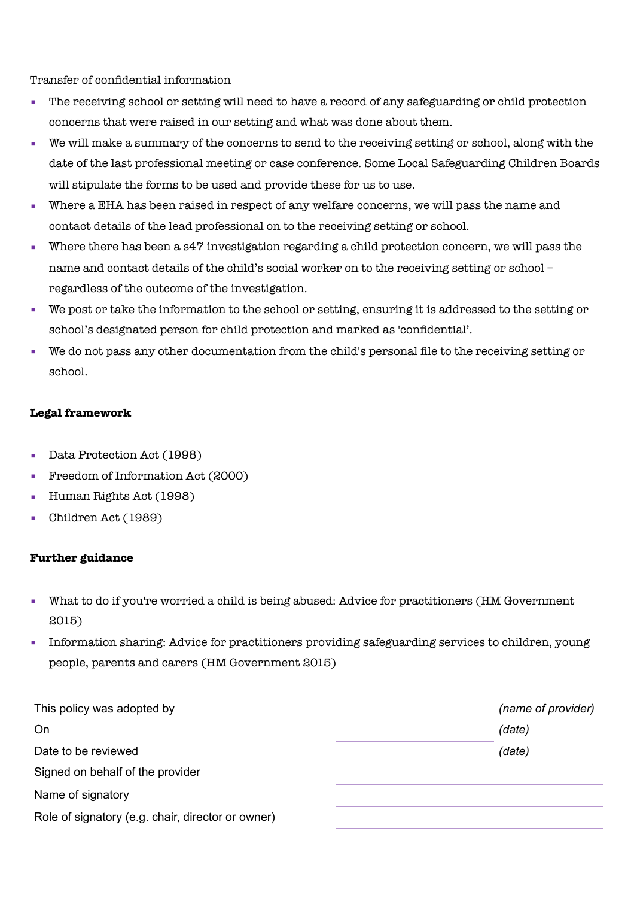Transfer of confidential information

- The receiving school or setting will need to have a record of any safeguarding or child protection concerns that were raised in our setting and what was done about them.
- We will make a summary of the concerns to send to the receiving setting or school, along with the date of the last professional meeting or case conference. Some Local Safeguarding Children Boards will stipulate the forms to be used and provide these for us to use.
- Where a EHA has been raised in respect of any welfare concerns, we will pass the name and contact details of the lead professional on to the receiving setting or school.
- Where there has been a s47 investigation regarding a child protection concern, we will pass the name and contact details of the child's social worker on to the receiving setting or school – regardless of the outcome of the investigation.
- We post or take the information to the school or setting, ensuring it is addressed to the setting or school's designated person for child protection and marked as 'confidential'.
- We do not pass any other documentation from the child's personal file to the receiving setting or school.

**Legal framework**

- Data Protection Act (1998)
- Freedom of Information Act (2000)
- Human Rights Act (1998)
- Children Act (1989)

**Further guidance**

- What to do if you're worried a child is being abused: Advice for practitioners (HM Government 2015)
- Information sharing: Advice for practitioners providing safeguarding services to children, young people, parents and carers (HM Government 2015)

| | | |
|---|---|---|
| This policy was adopted by | | *(name of provider)* |
| On | | *(date)* |
| Date to be reviewed | | *(date)* |
| Signed on behalf of the provider | | |
| Name of signatory | | |
| Role of signatory (e.g. chair, director or owner) | | |